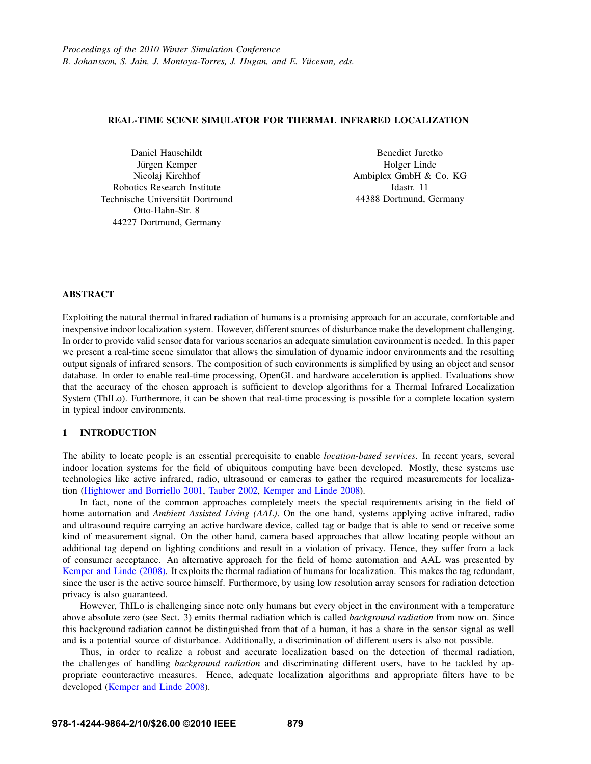Proceedings of the 2010 Winter Simulation Conference
B. Johansson, S. Jain, J. Montoya-Torres, J. Hugan, and E. Yücesan, eds.

# REAL-TIME SCENE SIMULATOR FOR THERMAL INFRARED LOCALIZATION

Daniel Hauschildt
Jürgen Kemper
Nicolaj Kirchhof
Robotics Research Institute
Technische Universität Dortmund
Otto-Hahn-Str. 8
44227 Dortmund, Germany

Benedict Juretko
Holger Linde
Ambiplex GmbH & Co. KG
Idastr. 11
44388 Dortmund, Germany

## ABSTRACT

Exploiting the natural thermal infrared radiation of humans is a promising approach for an accurate, comfortable and inexpensive indoor localization system. However, different sources of disturbance make the development challenging. In order to provide valid sensor data for various scenarios an adequate simulation environment is needed. In this paper we present a real-time scene simulator that allows the simulation of dynamic indoor environments and the resulting output signals of infrared sensors. The composition of such environments is simplified by using an object and sensor database. In order to enable real-time processing, OpenGL and hardware acceleration is applied. Evaluations show that the accuracy of the chosen approach is sufficient to develop algorithms for a Thermal Infrared Localization System (ThILo). Furthermore, it can be shown that real-time processing is possible for a complete location system in typical indoor environments.

## 1 INTRODUCTION

The ability to locate people is an essential prerequisite to enable *location-based services*. In recent years, several indoor location systems for the field of ubiquitous computing have been developed. Mostly, these systems use technologies like active infrared, radio, ultrasound or cameras to gather the required measurements for localization (Hightower and Borriello 2001, Tauber 2002, Kemper and Linde 2008).

In fact, none of the common approaches completely meets the special requirements arising in the field of home automation and *Ambient Assisted Living (AAL)*. On the one hand, systems applying active infrared, radio and ultrasound require carrying an active hardware device, called tag or badge that is able to send or receive some kind of measurement signal. On the other hand, camera based approaches that allow locating people without an additional tag depend on lighting conditions and result in a violation of privacy. Hence, they suffer from a lack of consumer acceptance. An alternative approach for the field of home automation and AAL was presented by Kemper and Linde (2008). It exploits the thermal radiation of humans for localization. This makes the tag redundant, since the user is the active source himself. Furthermore, by using low resolution array sensors for radiation detection privacy is also guaranteed.

However, ThILo is challenging since note only humans but every object in the environment with a temperature above absolute zero (see Sect. 3) emits thermal radiation which is called *background radiation* from now on. Since this background radiation cannot be distinguished from that of a human, it has a share in the sensor signal as well and is a potential source of disturbance. Additionally, a discrimination of different users is also not possible.

Thus, in order to realize a robust and accurate localization based on the detection of thermal radiation, the challenges of handling *background radiation* and discriminating different users, have to be tackled by appropriate counteractive measures. Hence, adequate localization algorithms and appropriate filters have to be developed (Kemper and Linde 2008).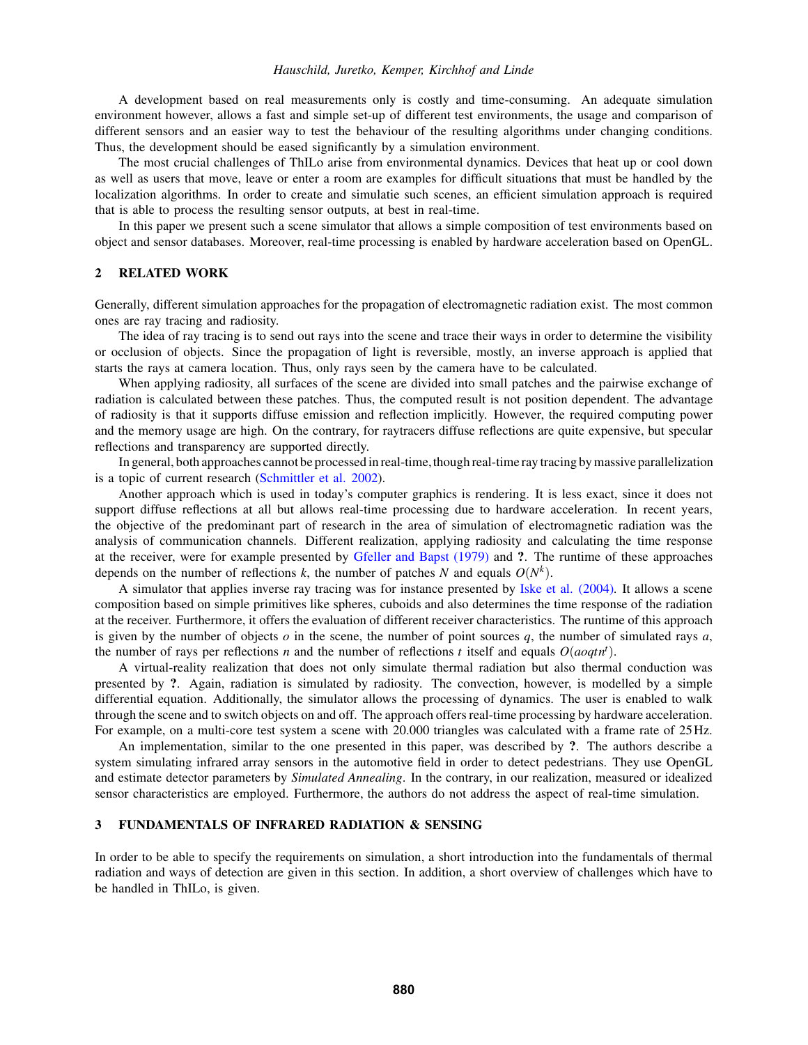A development based on real measurements only is costly and time-consuming. An adequate simulation environment however, allows a fast and simple set-up of different test environments, the usage and comparison of different sensors and an easier way to test the behaviour of the resulting algorithms under changing conditions. Thus, the development should be eased significantly by a simulation environment.

The most crucial challenges of ThILo arise from environmental dynamics. Devices that heat up or cool down as well as users that move, leave or enter a room are examples for difficult situations that must be handled by the localization algorithms. In order to create and simulatie such scenes, an efficient simulation approach is required that is able to process the resulting sensor outputs, at best in real-time.

In this paper we present such a scene simulator that allows a simple composition of test environments based on object and sensor databases. Moreover, real-time processing is enabled by hardware acceleration based on OpenGL.

## 2 RELATED WORK

Generally, different simulation approaches for the propagation of electromagnetic radiation exist. The most common ones are ray tracing and radiosity.

The idea of ray tracing is to send out rays into the scene and trace their ways in order to determine the visibility or occlusion of objects. Since the propagation of light is reversible, mostly, an inverse approach is applied that starts the rays at camera location. Thus, only rays seen by the camera have to be calculated.

When applying radiosity, all surfaces of the scene are divided into small patches and the pairwise exchange of radiation is calculated between these patches. Thus, the computed result is not position dependent. The advantage of radiosity is that it supports diffuse emission and reflection implicitly. However, the required computing power and the memory usage are high. On the contrary, for raytracers diffuse reflections are quite expensive, but specular reflections and transparency are supported directly.

In general, both approaches cannot be processed in real-time, though real-time ray tracing by massive parallelization is a topic of current research (Schmittler et al. 2002).

Another approach which is used in today's computer graphics is rendering. It is less exact, since it does not support diffuse reflections at all but allows real-time processing due to hardware acceleration. In recent years, the objective of the predominant part of research in the area of simulation of electromagnetic radiation was the analysis of communication channels. Different realization, applying radiosity and calculating the time response at the receiver, were for example presented by Gfeller and Bapst (1979) and **?**. The runtime of these approaches depends on the number of reflections $k$, the number of patches $N$ and equals $O(N^k)$.

A simulator that applies inverse ray tracing was for instance presented by Iske et al. (2004). It allows a scene composition based on simple primitives like spheres, cuboids and also determines the time response of the radiation at the receiver. Furthermore, it offers the evaluation of different receiver characteristics. The runtime of this approach is given by the number of objects $o$ in the scene, the number of point sources $q$, the number of simulated rays $a$, the number of rays per reflections $n$ and the number of reflections $t$ itself and equals $O(aoqtn^t)$.

A virtual-reality realization that does not only simulate thermal radiation but also thermal conduction was presented by **?**. Again, radiation is simulated by radiosity. The convection, however, is modelled by a simple differential equation. Additionally, the simulator allows the processing of dynamics. The user is enabled to walk through the scene and to switch objects on and off. The approach offers real-time processing by hardware acceleration. For example, on a multi-core test system a scene with 20.000 triangles was calculated with a frame rate of 25 Hz.

An implementation, similar to the one presented in this paper, was described by **?**. The authors describe a system simulating infrared array sensors in the automotive field in order to detect pedestrians. They use OpenGL and estimate detector parameters by *Simulated Annealing*. In the contrary, in our realization, measured or idealized sensor characteristics are employed. Furthermore, the authors do not address the aspect of real-time simulation.

## 3 FUNDAMENTALS OF INFRARED RADIATION & SENSING

In order to be able to specify the requirements on simulation, a short introduction into the fundamentals of thermal radiation and ways of detection are given in this section. In addition, a short overview of challenges which have to be handled in ThILo, is given.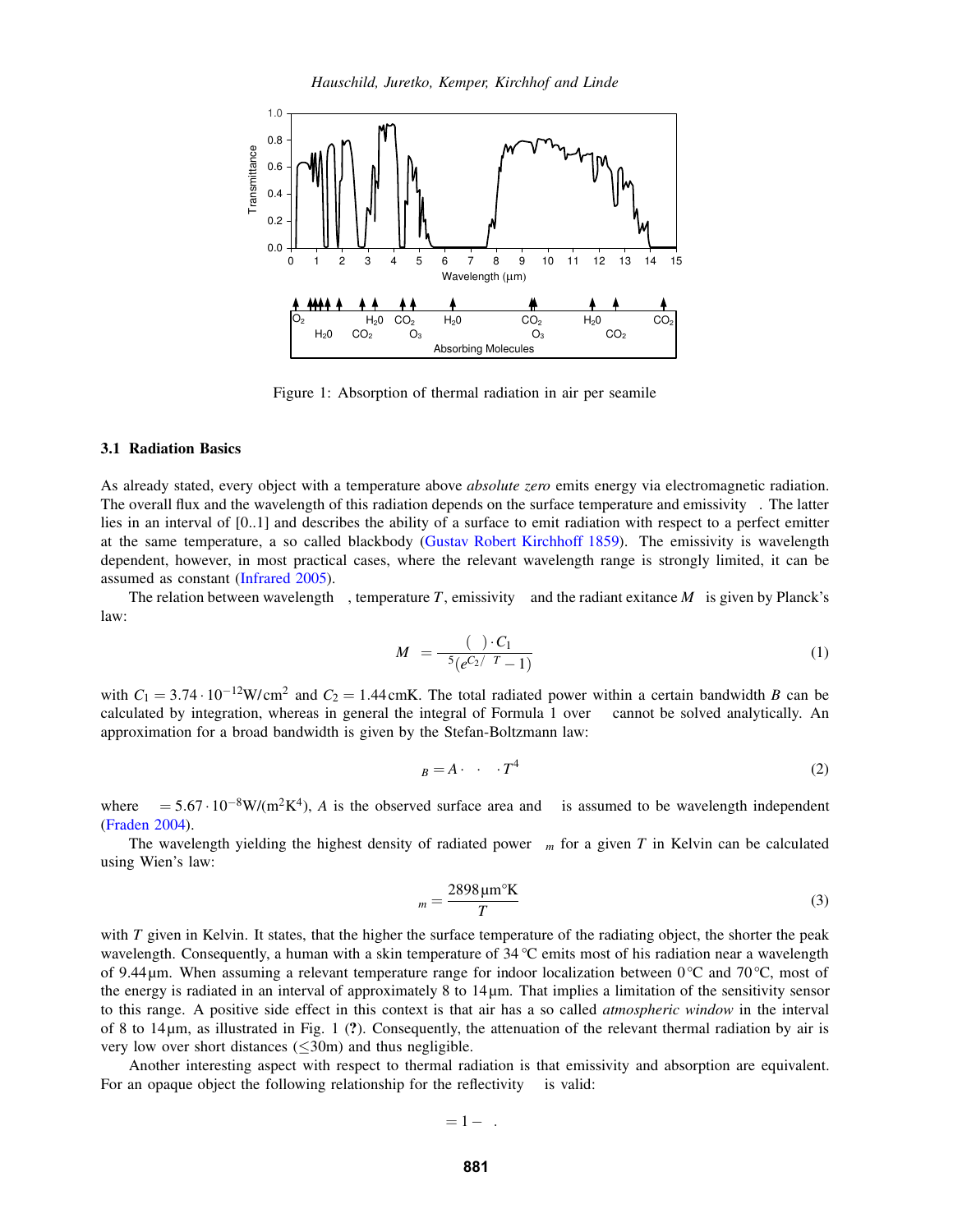Figure 1: Absorption of thermal radiation in air per seamile

### 3.1 Radiation Basics

As already stated, every object with a temperature above *absolute zero* emits energy via electromagnetic radiation. The overall flux and the wavelength of this radiation depends on the surface temperature and emissivity $\varepsilon$. The latter lies in an interval of [0..1] and describes the ability of a surface to emit radiation with respect to a perfect emitter at the same temperature, a so called blackbody (Gustav Robert Kirchhoff 1859). The emissivity is wavelength dependent, however, in most practical cases, where the relevant wavelength range is strongly limited, it can be assumed as constant (Infrared 2005).

The relation between wavelength $\lambda$, temperature $T$, emissivity $\varepsilon$ and the radiant exitance $M_\lambda$ is given by Planck's law:

$$M_\lambda = \frac{\varepsilon(\lambda) \cdot C_1}{\lambda^5 (e^{C_2/\lambda T} - 1)} \tag{1}$$

with $C_1 = 3.74 \cdot 10^{-12} \mathrm{W/cm^2}$ and $C_2 = 1.44\,\mathrm{cmK}$. The total radiated power within a certain bandwidth $B$ can be calculated by integration, whereas in general the integral of Formula 1 over $\lambda$ cannot be solved analytically. An approximation for a broad bandwidth is given by the Stefan-Boltzmann law:

$$\Phi_B = A \cdot \varepsilon \cdot \sigma \cdot T^4 \tag{2}$$

where $\sigma = 5.67 \cdot 10^{-8} \mathrm{W/(m^2K^4)}$, $A$ is the observed surface area and $\varepsilon$ is assumed to be wavelength independent (Fraden 2004).

The wavelength yielding the highest density of radiated power $\lambda_m$ for a given $T$ in Kelvin can be calculated using Wien's law:

$$\lambda_m = \frac{2898\,\mu\mathrm{m}^\circ\mathrm{K}}{T} \tag{3}$$

with $T$ given in Kelvin. It states, that the higher the surface temperature of the radiating object, the shorter the peak wavelength. Consequently, a human with a skin temperature of 34 °C emits most of his radiation near a wavelength of 9.44 µm. When assuming a relevant temperature range for indoor localization between 0 °C and 70 °C, most of the energy is radiated in an interval of approximately 8 to 14 µm. That implies a limitation of the sensitivity sensor to this range. A positive side effect in this context is that air has a so called *atmospheric window* in the interval of 8 to 14 µm, as illustrated in Fig. 1 (?). Consequently, the attenuation of the relevant thermal radiation by air is very low over short distances ($\leq$30m) and thus negligible.

Another interesting aspect with respect to thermal radiation is that emissivity and absorption are equivalent. For an opaque object the following relationship for the reflectivity $\rho$ is valid:

$$\rho = 1 - \varepsilon.$$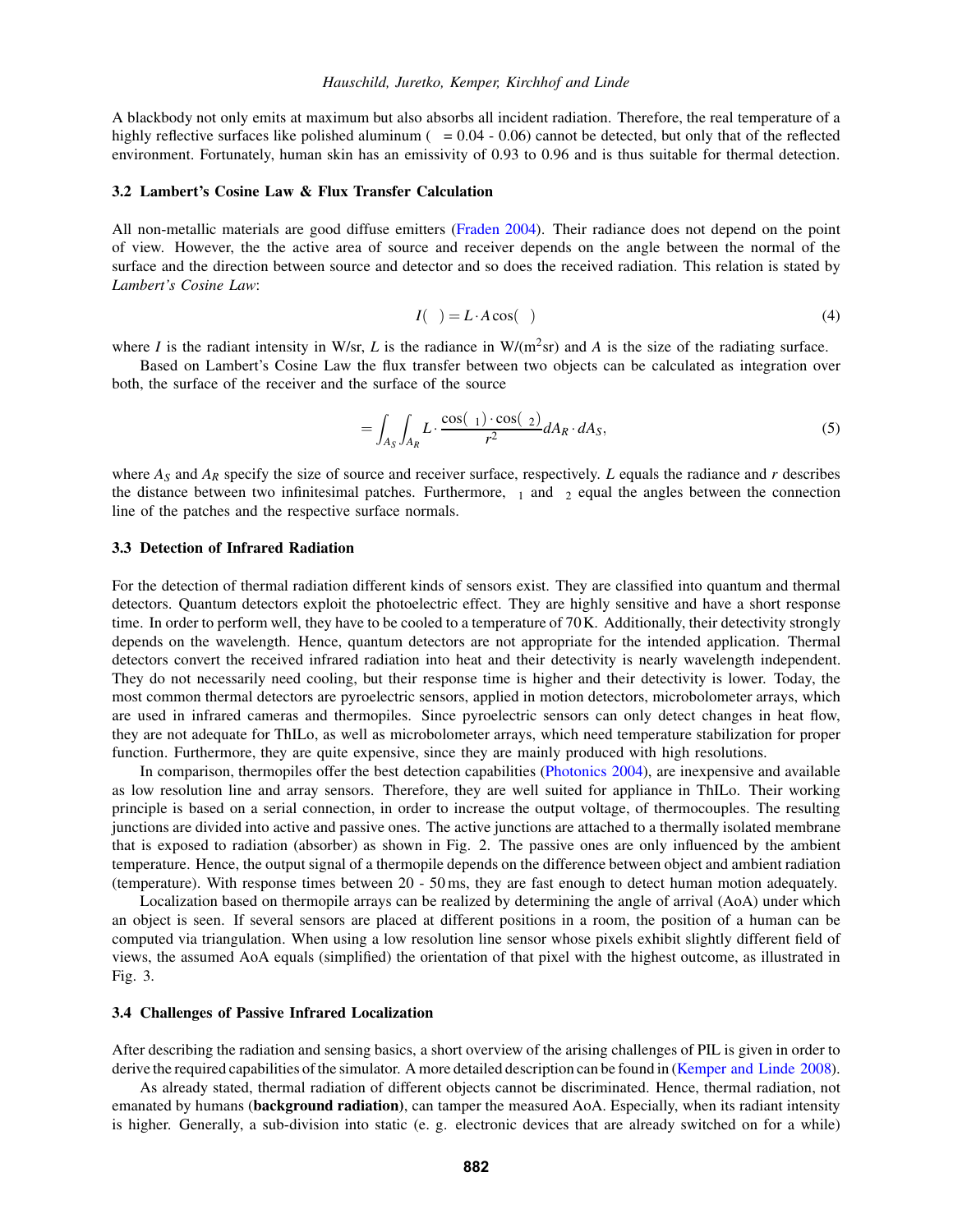A blackbody not only emits at maximum but also absorbs all incident radiation. Therefore, the real temperature of a highly reflective surfaces like polished aluminum (  = 0.04 - 0.06) cannot be detected, but only that of the reflected environment. Fortunately, human skin has an emissivity of 0.93 to 0.96 and is thus suitable for thermal detection.

### 3.2 Lambert's Cosine Law & Flux Transfer Calculation

All non-metallic materials are good diffuse emitters (Fraden 2004). Their radiance does not depend on the point of view. However, the the active area of source and receiver depends on the angle between the normal of the surface and the direction between source and detector and so does the received radiation. This relation is stated by *Lambert's Cosine Law*:

$$I(\ ) = L \cdot A \cos(\ ) \tag{4}$$

where $I$ is the radiant intensity in W/sr, $L$ is the radiance in W/(m$^2$sr) and $A$ is the size of the radiating surface.

Based on Lambert's Cosine Law the flux transfer between two objects can be calculated as integration over both, the surface of the receiver and the surface of the source

$$= \int_{A_S} \int_{A_R} L \cdot \frac{\cos(\ _1) \cdot \cos(\ _2)}{r^2} dA_R \cdot dA_S, \tag{5}$$

where $A_S$ and $A_R$ specify the size of source and receiver surface, respectively. $L$ equals the radiance and $r$ describes the distance between two infinitesimal patches. Furthermore, $_1$ and $_2$ equal the angles between the connection line of the patches and the respective surface normals.

### 3.3 Detection of Infrared Radiation

For the detection of thermal radiation different kinds of sensors exist. They are classified into quantum and thermal detectors. Quantum detectors exploit the photoelectric effect. They are highly sensitive and have a short response time. In order to perform well, they have to be cooled to a temperature of 70 K. Additionally, their detectivity strongly depends on the wavelength. Hence, quantum detectors are not appropriate for the intended application. Thermal detectors convert the received infrared radiation into heat and their detectivity is nearly wavelength independent. They do not necessarily need cooling, but their response time is higher and their detectivity is lower. Today, the most common thermal detectors are pyroelectric sensors, applied in motion detectors, microbolometer arrays, which are used in infrared cameras and thermopiles. Since pyroelectric sensors can only detect changes in heat flow, they are not adequate for ThILo, as well as microbolometer arrays, which need temperature stabilization for proper function. Furthermore, they are quite expensive, since they are mainly produced with high resolutions.

In comparison, thermopiles offer the best detection capabilities (Photonics 2004), are inexpensive and available as low resolution line and array sensors. Therefore, they are well suited for appliance in ThILo. Their working principle is based on a serial connection, in order to increase the output voltage, of thermocouples. The resulting junctions are divided into active and passive ones. The active junctions are attached to a thermally isolated membrane that is exposed to radiation (absorber) as shown in Fig. 2. The passive ones are only influenced by the ambient temperature. Hence, the output signal of a thermopile depends on the difference between object and ambient radiation (temperature). With response times between 20 - 50 ms, they are fast enough to detect human motion adequately.

Localization based on thermopile arrays can be realized by determining the angle of arrival (AoA) under which an object is seen. If several sensors are placed at different positions in a room, the position of a human can be computed via triangulation. When using a low resolution line sensor whose pixels exhibit slightly different field of views, the assumed AoA equals (simplified) the orientation of that pixel with the highest outcome, as illustrated in Fig. 3.

### 3.4 Challenges of Passive Infrared Localization

After describing the radiation and sensing basics, a short overview of the arising challenges of PIL is given in order to derive the required capabilities of the simulator. A more detailed description can be found in (Kemper and Linde 2008).

As already stated, thermal radiation of different objects cannot be discriminated. Hence, thermal radiation, not emanated by humans (**background radiation**), can tamper the measured AoA. Especially, when its radiant intensity is higher. Generally, a sub-division into static (e. g. electronic devices that are already switched on for a while)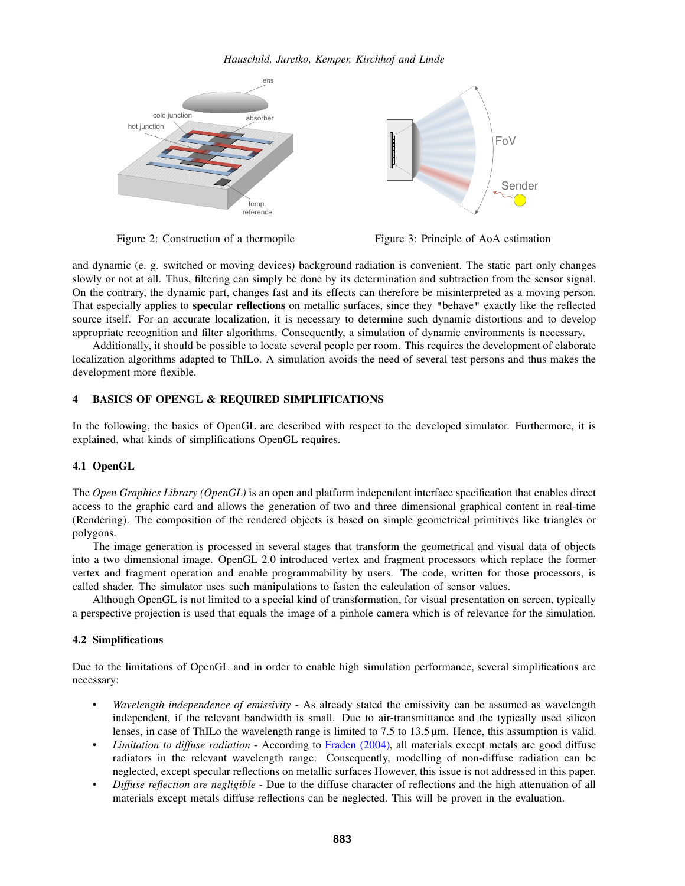Figure 2: Construction of a thermopile

Figure 3: Principle of AoA estimation

and dynamic (e. g. switched or moving devices) background radiation is convenient. The static part only changes slowly or not at all. Thus, filtering can simply be done by its determination and subtraction from the sensor signal. On the contrary, the dynamic part, changes fast and its effects can therefore be misinterpreted as a moving person. That especially applies to **specular reflections** on metallic surfaces, since they "behave" exactly like the reflected source itself. For an accurate localization, it is necessary to determine such dynamic distortions and to develop appropriate recognition and filter algorithms. Consequently, a simulation of dynamic environments is necessary.

Additionally, it should be possible to locate several people per room. This requires the development of elaborate localization algorithms adapted to ThILo. A simulation avoids the need of several test persons and thus makes the development more flexible.

## 4 BASICS OF OPENGL & REQUIRED SIMPLIFICATIONS

In the following, the basics of OpenGL are described with respect to the developed simulator. Furthermore, it is explained, what kinds of simplifications OpenGL requires.

### 4.1 OpenGL

The *Open Graphics Library (OpenGL)* is an open and platform independent interface specification that enables direct access to the graphic card and allows the generation of two and three dimensional graphical content in real-time (Rendering). The composition of the rendered objects is based on simple geometrical primitives like triangles or polygons.

The image generation is processed in several stages that transform the geometrical and visual data of objects into a two dimensional image. OpenGL 2.0 introduced vertex and fragment processors which replace the former vertex and fragment operation and enable programmability by users. The code, written for those processors, is called shader. The simulator uses such manipulations to fasten the calculation of sensor values.

Although OpenGL is not limited to a special kind of transformation, for visual presentation on screen, typically a perspective projection is used that equals the image of a pinhole camera which is of relevance for the simulation.

### 4.2 Simplifications

Due to the limitations of OpenGL and in order to enable high simulation performance, several simplifications are necessary:

- *Wavelength independence of emissivity* - As already stated the emissivity can be assumed as wavelength independent, if the relevant bandwidth is small. Due to air-transmittance and the typically used silicon lenses, in case of ThILo the wavelength range is limited to 7.5 to 13.5 µm. Hence, this assumption is valid.
- *Limitation to diffuse radiation* - According to Fraden (2004), all materials except metals are good diffuse radiators in the relevant wavelength range. Consequently, modelling of non-diffuse radiation can be neglected, except specular reflections on metallic surfaces However, this issue is not addressed in this paper.
- *Diffuse reflection are negligible* - Due to the diffuse character of reflections and the high attenuation of all materials except metals diffuse reflections can be neglected. This will be proven in the evaluation.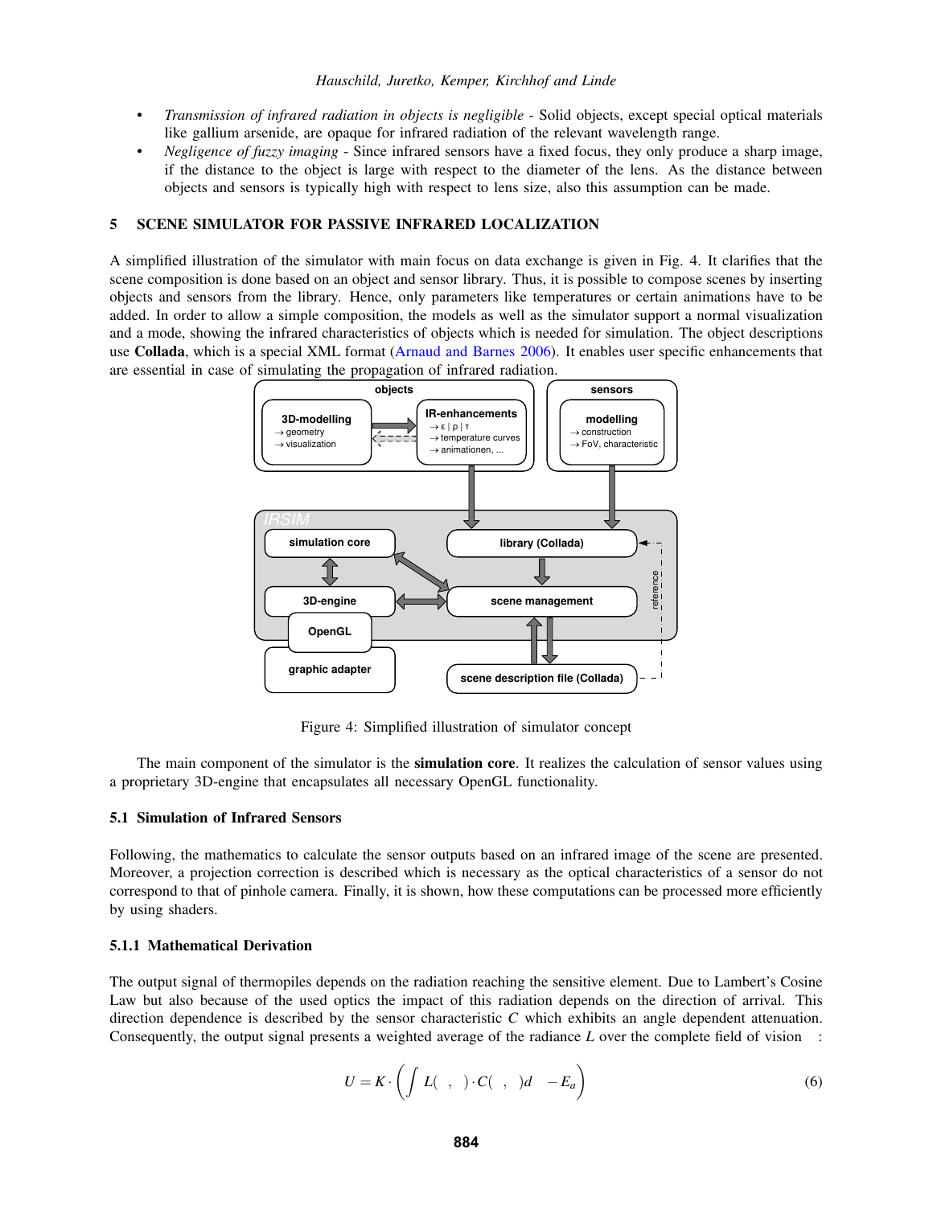- *Transmission of infrared radiation in objects is negligible* - Solid objects, except special optical materials like gallium arsenide, are opaque for infrared radiation of the relevant wavelength range.
- *Negligence of fuzzy imaging* - Since infrared sensors have a fixed focus, they only produce a sharp image, if the distance to the object is large with respect to the diameter of the lens. As the distance between objects and sensors is typically high with respect to lens size, also this assumption can be made.

## 5 SCENE SIMULATOR FOR PASSIVE INFRARED LOCALIZATION

A simplified illustration of the simulator with main focus on data exchange is given in Fig. 4. It clarifies that the scene composition is done based on an object and sensor library. Thus, it is possible to compose scenes by inserting objects and sensors from the library. Hence, only parameters like temperatures or certain animations have to be added. In order to allow a simple composition, the models as well as the simulator support a normal visualization and a mode, showing the infrared characteristics of objects which is needed for simulation. The object descriptions use **Collada**, which is a special XML format (Arnaud and Barnes 2006). It enables user specific enhancements that are essential in case of simulating the propagation of infrared radiation.

Figure 4: Simplified illustration of simulator concept

The main component of the simulator is the **simulation core**. It realizes the calculation of sensor values using a proprietary 3D-engine that encapsulates all necessary OpenGL functionality.

### 5.1 Simulation of Infrared Sensors

Following, the mathematics to calculate the sensor outputs based on an infrared image of the scene are presented. Moreover, a projection correction is described which is necessary as the optical characteristics of a sensor do not correspond to that of pinhole camera. Finally, it is shown, how these computations can be processed more efficiently by using shaders.

#### 5.1.1 Mathematical Derivation

The output signal of thermopiles depends on the radiation reaching the sensitive element. Due to Lambert's Cosine Law but also because of the used optics the impact of this radiation depends on the direction of arrival. This direction dependence is described by the sensor characteristic $C$ which exhibits an angle dependent attenuation. Consequently, the output signal presents a weighted average of the radiance $L$ over the complete field of vision   :

$$U = K \cdot \left( \int L(\ ,\ ) \cdot C(\ ,\ ) d\ \ - E_a \right) \tag{6}$$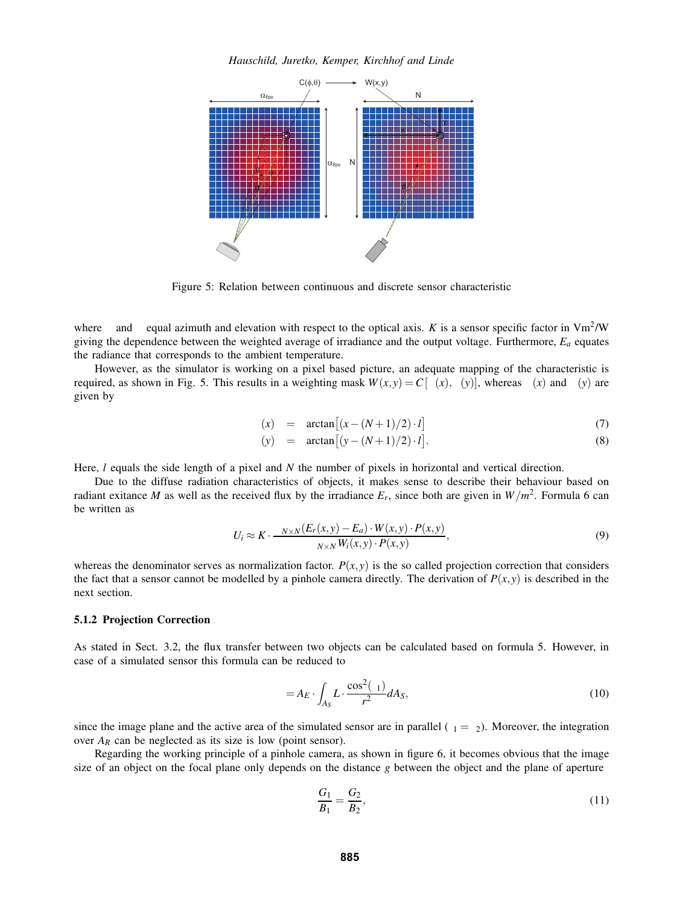Figure 5: Relation between continuous and discrete sensor characteristic

where  and  equal azimuth and elevation with respect to the optical axis. $K$ is a sensor specific factor in $\mathrm{Vm}^2/\mathrm{W}$ giving the dependence between the weighted average of irradiance and the output voltage. Furthermore, $E_a$ equates the radiance that corresponds to the ambient temperature.

However, as the simulator is working on a pixel based picture, an adequate mapping of the characteristic is required, as shown in Fig. 5. This results in a weighting mask $W(x,y) = C[\ (x),\ (y)]$, whereas $(x)$ and $(y)$ are given by

$$(x) \quad = \quad \arctan\left[(x-(N+1)/2)\cdot l\right] \tag{7}$$

$$(y) \quad = \quad \arctan\left[(y-(N+1)/2)\cdot l\right]. \tag{8}$$

Here, $l$ equals the side length of a pixel and $N$ the number of pixels in horizontal and vertical direction.

Due to the diffuse radiation characteristics of objects, it makes sense to describe their behaviour based on radiant exitance $M$ as well as the received flux by the irradiance $E_r$, since both are given in $W/m^2$. Formula 6 can be written as

$$U_i \approx K \cdot \frac{{}_{N\times N}(E_r(x,y)-E_a)\cdot W(x,y)\cdot P(x,y)}{{}_{N\times N}W_i(x,y)\cdot P(x,y)}, \tag{9}$$

whereas the denominator serves as normalization factor. $P(x,y)$ is the so called projection correction that considers the fact that a sensor cannot be modelled by a pinhole camera directly. The derivation of $P(x,y)$ is described in the next section.

### 5.1.2 Projection Correction

As stated in Sect. 3.2, the flux transfer between two objects can be calculated based on formula 5. However, in case of a simulated sensor this formula can be reduced to

$$= A_E \cdot \int_{A_S} L \cdot \frac{\cos^2(\ _1)}{r^2} dA_S, \tag{10}$$

since the image plane and the active area of the simulated sensor are in parallel ($_1 = \ _2$). Moreover, the integration over $A_R$ can be neglected as its size is low (point sensor).

Regarding the working principle of a pinhole camera, as shown in figure 6, it becomes obvious that the image size of an object on the focal plane only depends on the distance $g$ between the object and the plane of aperture

$$\frac{G_1}{B_1} = \frac{G_2}{B_2}, \tag{11}$$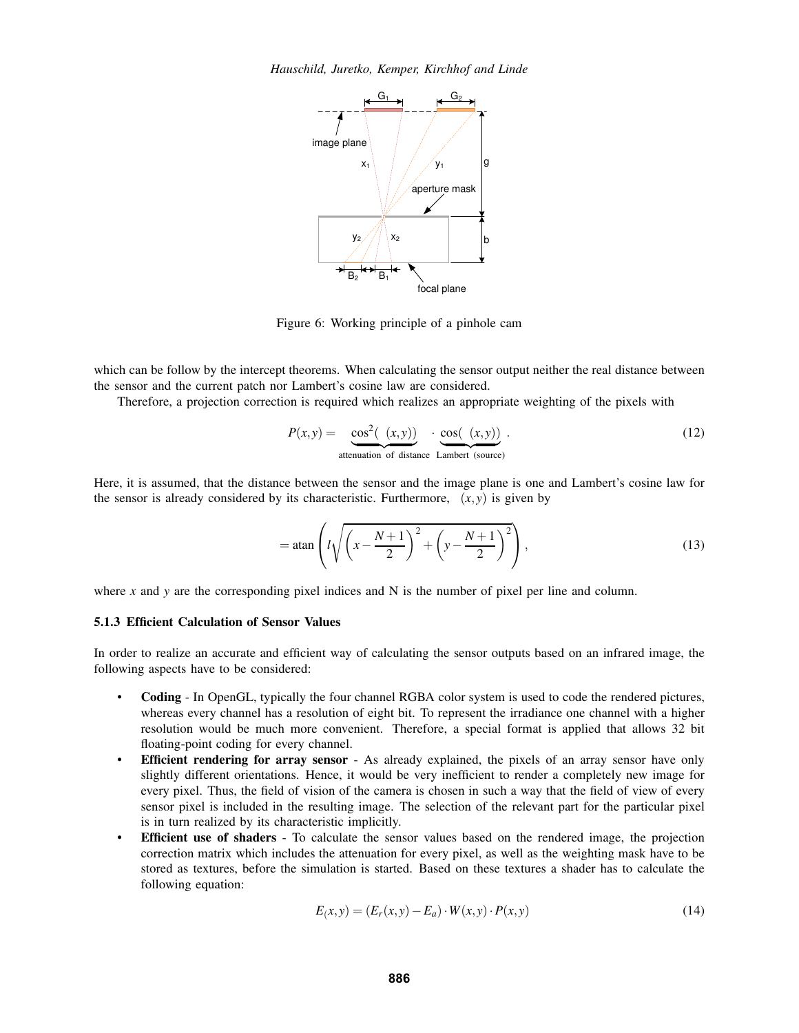Figure 6: Working principle of a pinhole cam

which can be follow by the intercept theorems. When calculating the sensor output neither the real distance between the sensor and the current patch nor Lambert's cosine law are considered.

Therefore, a projection correction is required which realizes an appropriate weighting of the pixels with

$$P(x,y) = \underbrace{\cos^2(\ \ (x,y))}_{\text{attenuation of distance}} \cdot \underbrace{\cos(\ \ (x,y))}_{\text{Lambert (source)}} . \tag{12}$$

Here, it is assumed, that the distance between the sensor and the image plane is one and Lambert's cosine law for the sensor is already considered by its characteristic. Furthermore, $\ \ (x,y)$ is given by

$$= \operatorname{atan}\left( l\sqrt{\left(x - \frac{N+1}{2}\right)^2 + \left(y - \frac{N+1}{2}\right)^2} \right), \tag{13}$$

where $x$ and $y$ are the corresponding pixel indices and N is the number of pixel per line and column.

### 5.1.3 Efficient Calculation of Sensor Values

In order to realize an accurate and efficient way of calculating the sensor outputs based on an infrared image, the following aspects have to be considered:

- **Coding** - In OpenGL, typically the four channel RGBA color system is used to code the rendered pictures, whereas every channel has a resolution of eight bit. To represent the irradiance one channel with a higher resolution would be much more convenient. Therefore, a special format is applied that allows 32 bit floating-point coding for every channel.
- **Efficient rendering for array sensor** - As already explained, the pixels of an array sensor have only slightly different orientations. Hence, it would be very inefficient to render a completely new image for every pixel. Thus, the field of vision of the camera is chosen in such a way that the field of view of every sensor pixel is included in the resulting image. The selection of the relevant part for the particular pixel is in turn realized by its characteristic implicitly.
- **Efficient use of shaders** - To calculate the sensor values based on the rendered image, the projection correction matrix which includes the attenuation for every pixel, as well as the weighting mask have to be stored as textures, before the simulation is started. Based on these textures a shader has to calculate the following equation:

$$E_(x,y) = (E_r(x,y) - E_a) \cdot W(x,y) \cdot P(x,y) \tag{14}$$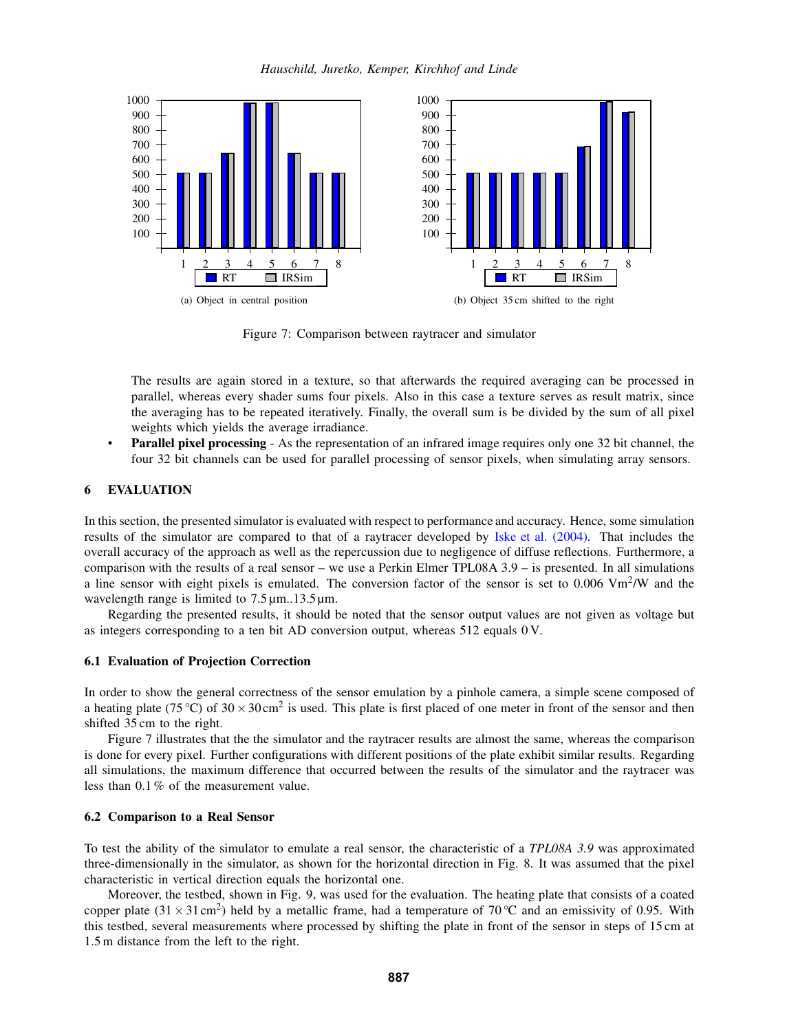(a) Object in central position

(b) Object 35 cm shifted to the right

Figure 7: Comparison between raytracer and simulator

The results are again stored in a texture, so that afterwards the required averaging can be processed in parallel, whereas every shader sums four pixels. Also in this case a texture serves as result matrix, since the averaging has to be repeated iteratively. Finally, the overall sum is be divided by the sum of all pixel weights which yields the average irradiance.

- **Parallel pixel processing** - As the representation of an infrared image requires only one 32 bit channel, the four 32 bit channels can be used for parallel processing of sensor pixels, when simulating array sensors.

## 6 EVALUATION

In this section, the presented simulator is evaluated with respect to performance and accuracy. Hence, some simulation results of the simulator are compared to that of a raytracer developed by Iske et al. (2004). That includes the overall accuracy of the approach as well as the repercussion due to negligence of diffuse reflections. Furthermore, a comparison with the results of a real sensor – we use a Perkin Elmer TPL08A 3.9 – is presented. In all simulations a line sensor with eight pixels is emulated. The conversion factor of the sensor is set to 0.006 $\mathrm{Vm^2/W}$ and the wavelength range is limited to 7.5 µm..13.5 µm.

Regarding the presented results, it should be noted that the sensor output values are not given as voltage but as integers corresponding to a ten bit AD conversion output, whereas 512 equals 0 V.

### 6.1 Evaluation of Projection Correction

In order to show the general correctness of the sensor emulation by a pinhole camera, a simple scene composed of a heating plate (75 °C) of $30 \times 30\,\mathrm{cm^2}$ is used. This plate is first placed of one meter in front of the sensor and then shifted 35 cm to the right.

Figure 7 illustrates that the the simulator and the raytracer results are almost the same, whereas the comparison is done for every pixel. Further configurations with different positions of the plate exhibit similar results. Regarding all simulations, the maximum difference that occurred between the results of the simulator and the raytracer was less than 0.1 % of the measurement value.

### 6.2 Comparison to a Real Sensor

To test the ability of the simulator to emulate a real sensor, the characteristic of a *TPL08A 3.9* was approximated three-dimensionally in the simulator, as shown for the horizontal direction in Fig. 8. It was assumed that the pixel characteristic in vertical direction equals the horizontal one.

Moreover, the testbed, shown in Fig. 9, was used for the evaluation. The heating plate that consists of a coated copper plate ($31 \times 31\,\mathrm{cm^2}$) held by a metallic frame, had a temperature of 70 °C and an emissivity of 0.95. With this testbed, several measurements where processed by shifting the plate in front of the sensor in steps of 15 cm at 1.5 m distance from the left to the right.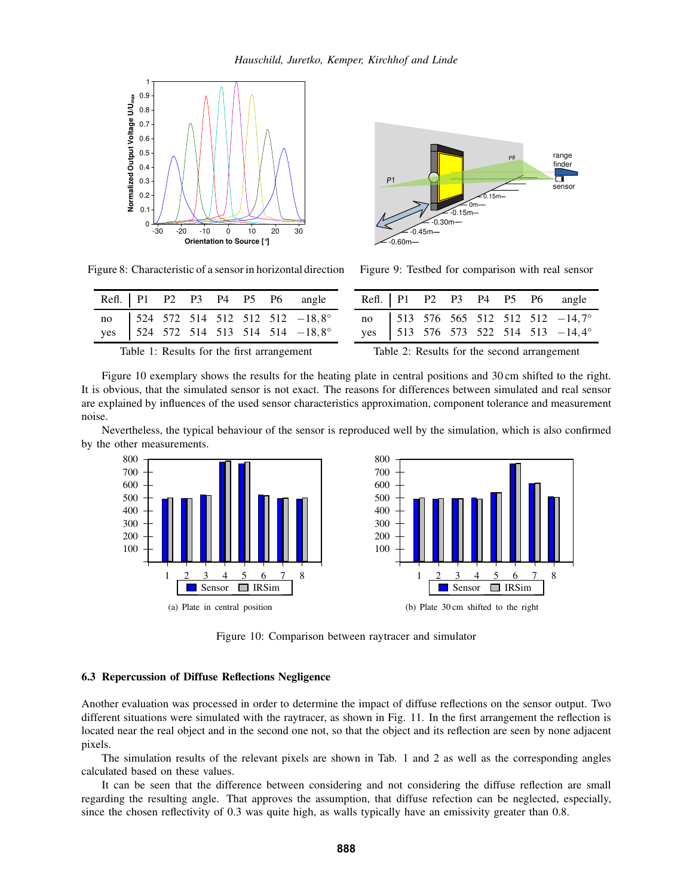Figure 8: Characteristic of a sensor in horizontal direction

Figure 9: Testbed for comparison with real sensor

| Refl. | P1 | P2 | P3 | P4 | P5 | P6 | angle |
|---|---|---|---|---|---|---|---|
| no | 524 | 572 | 514 | 512 | 512 | 512 | $-18,8°$ |
| yes | 524 | 572 | 514 | 513 | 514 | 514 | $-18,8°$ |

Table 1: Results for the first arrangement

| Refl. | P1 | P2 | P3 | P4 | P5 | P6 | angle |
|---|---|---|---|---|---|---|---|
| no | 513 | 576 | 565 | 512 | 512 | 512 | $-14,7°$ |
| yes | 513 | 576 | 573 | 522 | 514 | 513 | $-14,4°$ |

Table 2: Results for the second arrangement

Figure 10 exemplary shows the results for the heating plate in central positions and 30 cm shifted to the right. It is obvious, that the simulated sensor is not exact. The reasons for differences between simulated and real sensor are explained by influences of the used sensor characteristics approximation, component tolerance and measurement noise.

Nevertheless, the typical behaviour of the sensor is reproduced well by the simulation, which is also confirmed by the other measurements.

(a) Plate in central position

(b) Plate 30 cm shifted to the right

Figure 10: Comparison between raytracer and simulator

### 6.3 Repercussion of Diffuse Reflections Negligence

Another evaluation was processed in order to determine the impact of diffuse reflections on the sensor output. Two different situations were simulated with the raytracer, as shown in Fig. 11. In the first arrangement the reflection is located near the real object and in the second one not, so that the object and its reflection are seen by none adjacent pixels.

The simulation results of the relevant pixels are shown in Tab. 1 and 2 as well as the corresponding angles calculated based on these values.

It can be seen that the difference between considering and not considering the diffuse reflection are small regarding the resulting angle. That approves the assumption, that diffuse refection can be neglected, especially, since the chosen reflectivity of 0.3 was quite high, as walls typically have an emissivity greater than 0.8.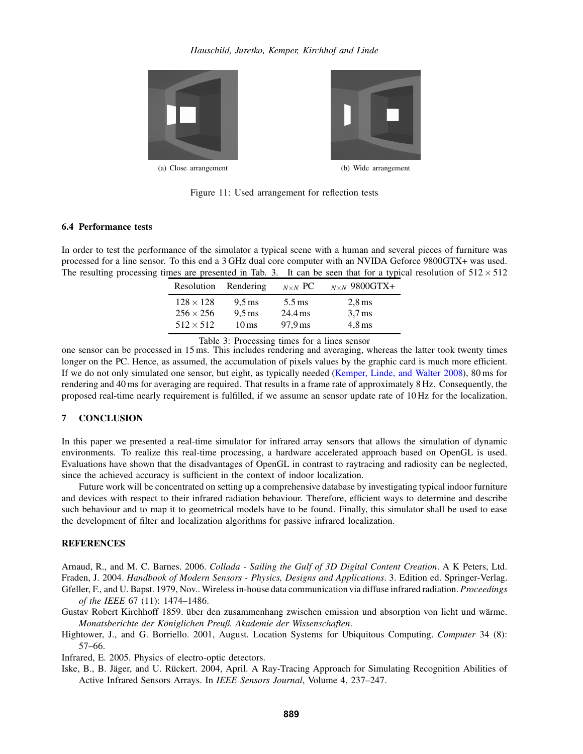(a) Close arrangement

(b) Wide arrangement

Figure 11: Used arrangement for reflection tests

### 6.4 Performance tests

In order to test the performance of the simulator a typical scene with a human and several pieces of furniture was processed for a line sensor. To this end a 3 GHz dual core computer with an NVIDA Geforce 9800GTX+ was used. The resulting processing times are presented in Tab. 3. It can be seen that for a typical resolution of $512 \times 512$ one sensor can be processed in 15 ms. This includes rendering and averaging, whereas the latter took twenty times longer on the PC. Hence, as assumed, the accumulation of pixels values by the graphic card is much more efficient. If we do not only simulated one sensor, but eight, as typically needed (Kemper, Linde, and Walter 2008), 80 ms for rendering and 40 ms for averaging are required. That results in a frame rate of approximately 8 Hz. Consequently, the proposed real-time nearly requirement is fulfilled, if we assume an sensor update rate of 10 Hz for the localization.

| Resolution | Rendering | $_{N \times N}$ PC | $_{N \times N}$ 9800GTX+ |
|---|---|---|---|
| $128 \times 128$ | 9,5 ms | 5.5 ms | 2,8 ms |
| $256 \times 256$ | 9,5 ms | 24.4 ms | 3,7 ms |
| $512 \times 512$ | 10 ms | 97,9 ms | 4,8 ms |

Table 3: Processing times for a lines sensor

## 7 CONCLUSION

In this paper we presented a real-time simulator for infrared array sensors that allows the simulation of dynamic environments. To realize this real-time processing, a hardware accelerated approach based on OpenGL is used. Evaluations have shown that the disadvantages of OpenGL in contrast to raytracing and radiosity can be neglected, since the achieved accuracy is sufficient in the context of indoor localization.

Future work will be concentrated on setting up a comprehensive database by investigating typical indoor furniture and devices with respect to their infrared radiation behaviour. Therefore, efficient ways to determine and describe such behaviour and to map it to geometrical models have to be found. Finally, this simulator shall be used to ease the development of filter and localization algorithms for passive infrared localization.

## REFERENCES

Arnaud, R., and M. C. Barnes. 2006. *Collada - Sailing the Gulf of 3D Digital Content Creation*. A K Peters, Ltd.

Fraden, J. 2004. *Handbook of Modern Sensors - Physics, Designs and Applications*. 3. Edition ed. Springer-Verlag.

Gfeller, F., and U. Bapst. 1979, Nov.. Wireless in-house data communication via diffuse infrared radiation. *Proceedings of the IEEE* 67 (11): 1474–1486.

Gustav Robert Kirchhoff 1859. über den zusammenhang zwischen emission und absorption von licht und wärme. *Monatsberichte der Königlichen Preuß. Akademie der Wissenschaften*.

Hightower, J., and G. Borriello. 2001, August. Location Systems for Ubiquitous Computing. *Computer* 34 (8): 57–66.

Infrared, E. 2005. Physics of electro-optic detectors.

Iske, B., B. Jäger, and U. Rückert. 2004, April. A Ray-Tracing Approach for Simulating Recognition Abilities of Active Infrared Sensors Arrays. In *IEEE Sensors Journal*, Volume 4, 237–247.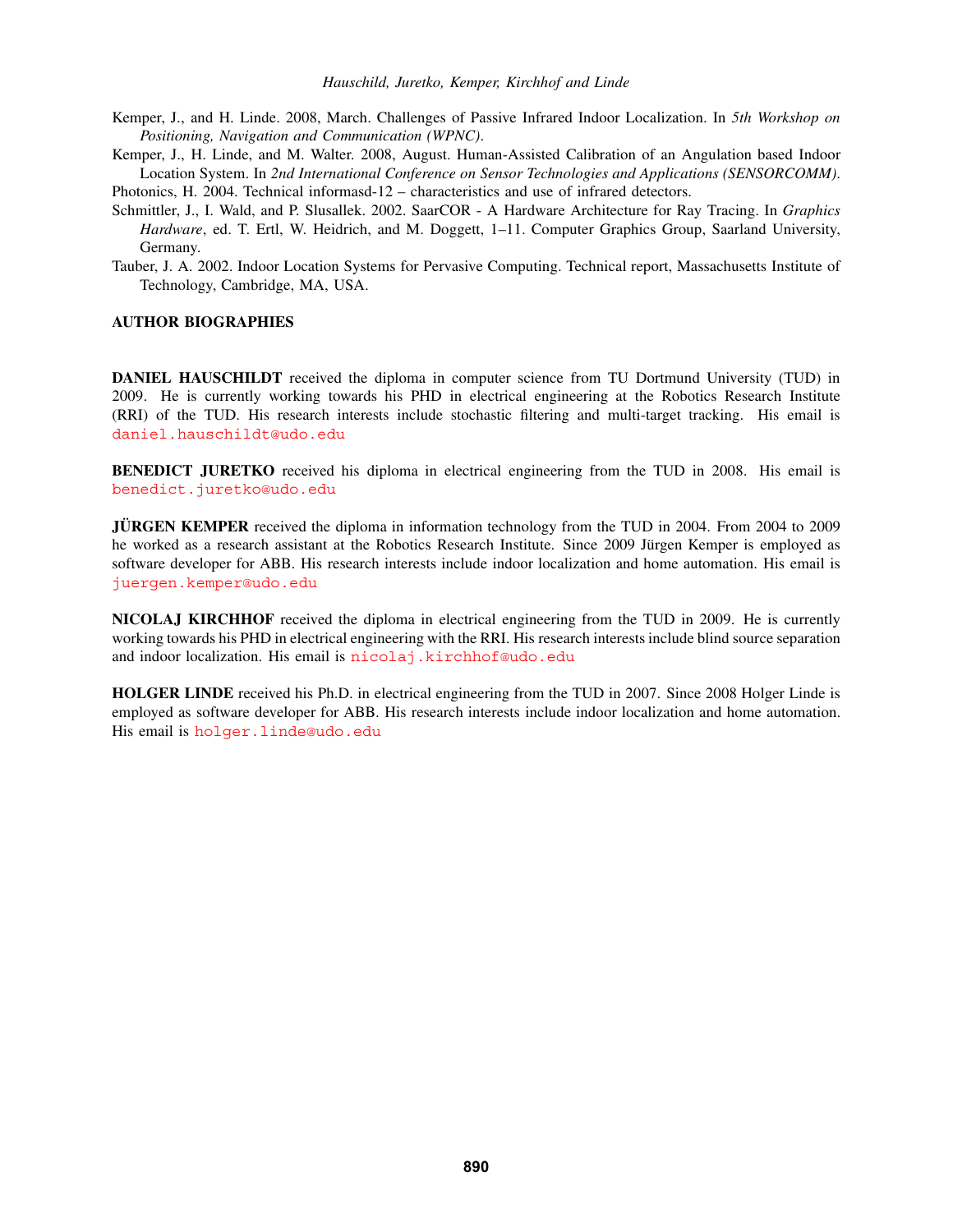Kemper, J., and H. Linde. 2008, March. Challenges of Passive Infrared Indoor Localization. In *5th Workshop on Positioning, Navigation and Communication (WPNC)*.

Kemper, J., H. Linde, and M. Walter. 2008, August. Human-Assisted Calibration of an Angulation based Indoor Location System. In *2nd International Conference on Sensor Technologies and Applications (SENSORCOMM)*.

Photonics, H. 2004. Technical informasd-12 – characteristics and use of infrared detectors.

Schmittler, J., I. Wald, and P. Slusallek. 2002. SaarCOR - A Hardware Architecture for Ray Tracing. In *Graphics Hardware*, ed. T. Ertl, W. Heidrich, and M. Doggett, 1–11. Computer Graphics Group, Saarland University, Germany.

Tauber, J. A. 2002. Indoor Location Systems for Pervasive Computing. Technical report, Massachusetts Institute of Technology, Cambridge, MA, USA.

## AUTHOR BIOGRAPHIES

**DANIEL HAUSCHILDT** received the diploma in computer science from TU Dortmund University (TUD) in 2009. He is currently working towards his PHD in electrical engineering at the Robotics Research Institute (RRI) of the TUD. His research interests include stochastic filtering and multi-target tracking. His email is daniel.hauschildt@udo.edu

**BENEDICT JURETKO** received his diploma in electrical engineering from the TUD in 2008. His email is benedict.juretko@udo.edu

**JÜRGEN KEMPER** received the diploma in information technology from the TUD in 2004. From 2004 to 2009 he worked as a research assistant at the Robotics Research Institute. Since 2009 Jürgen Kemper is employed as software developer for ABB. His research interests include indoor localization and home automation. His email is juergen.kemper@udo.edu

**NICOLAJ KIRCHHOF** received the diploma in electrical engineering from the TUD in 2009. He is currently working towards his PHD in electrical engineering with the RRI. His research interests include blind source separation and indoor localization. His email is nicolaj.kirchhof@udo.edu

**HOLGER LINDE** received his Ph.D. in electrical engineering from the TUD in 2007. Since 2008 Holger Linde is employed as software developer for ABB. His research interests include indoor localization and home automation. His email is holger.linde@udo.edu